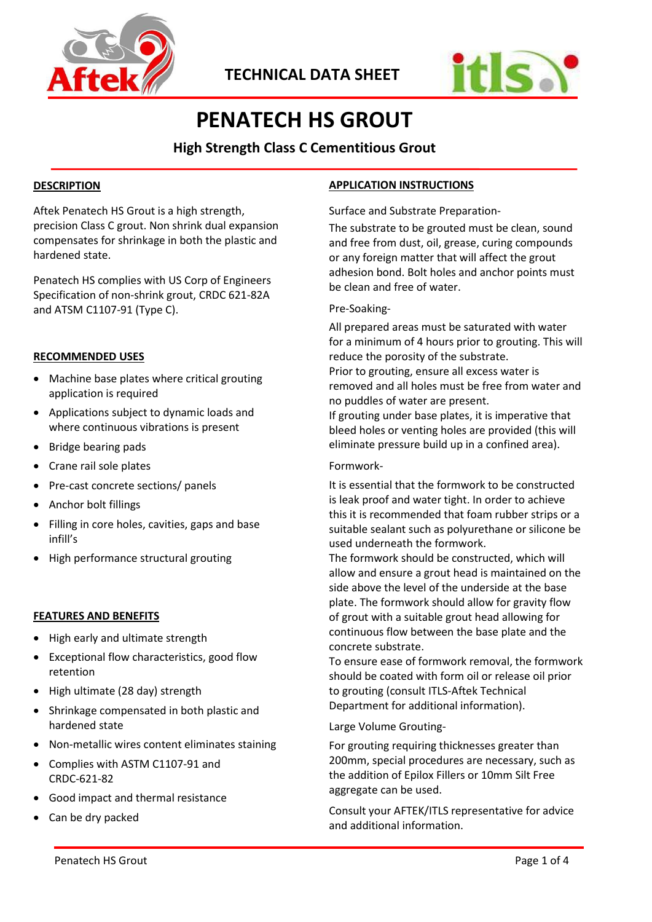TECHNICAL DATA SHEET

# PENATECH HS GROUT

## High Strength Class C Cementitious Grout

### DESCRIPTION

Aftek Penatech HS Grout is a high strength, precision Class C grout. Non shrink dual expansion compensates for shrinkage in both the plastic and hardened state.

Penatech HS complies with US Corp of Engineers Specification of non-shrink grout, CRDC 621-82A and ATSM C1107-91 (Type C).

### RECOMMENDED USES

- Machine base plates where critical grouting application is required
- Applications subject to dynamic loads and where continuous vibrations is present
- Bridge bearing pads
- Crane rail sole plates
- Pre-cast concrete sections/ panels
- Anchor bolt fillings
- Filling in core holes, cavities, gaps and base infill's
- High performance structural grouting

### FEATURES AND BENEFITS

- High early and ultimate strength
- Exceptional flow characteristics, good flow retention
- High ultimate (28 day) strength
- Shrinkage compensated in both plastic and hardened state
- Non-metallic wires content eliminates staining
- Complies with ASTM C1107-91 and CRDC-621-82
- Good impact and thermal resistance
- Can be dry packed

### APPLICATION INSTRUCTIONS

Surface and Substrate Preparation-

The substrate to be grouted must be clean, sound and free from dust, oil, grease, curing compounds or any foreign matter that will affect the grout adhesion bond. Bolt holes and anchor points must be clean and free of water.

Pre-Soaking-

All prepared areas must be saturated with water for a minimum of 4 hours prior to grouting. This will reduce the porosity of the substrate.
Prior to grouting, ensure all excess water is removed and all holes must be free from water and no puddles of water are present.
If grouting under base plates, it is imperative that bleed holes or venting holes are provided (this will eliminate pressure build up in a confined area).

Formwork-

It is essential that the formwork to be constructed is leak proof and water tight. In order to achieve this it is recommended that foam rubber strips or a suitable sealant such as polyurethane or silicone be used underneath the formwork.
The formwork should be constructed, which will allow and ensure a grout head is maintained on the side above the level of the underside at the base plate. The formwork should allow for gravity flow of grout with a suitable grout head allowing for continuous flow between the base plate and the concrete substrate.
To ensure ease of formwork removal, the formwork should be coated with form oil or release oil prior to grouting (consult ITLS-Aftek Technical Department for additional information).

Large Volume Grouting-

For grouting requiring thicknesses greater than 200mm, special procedures are necessary, such as the addition of Epilox Fillers or 10mm Silt Free aggregate can be used.

Consult your AFTEK/ITLS representative for advice and additional information.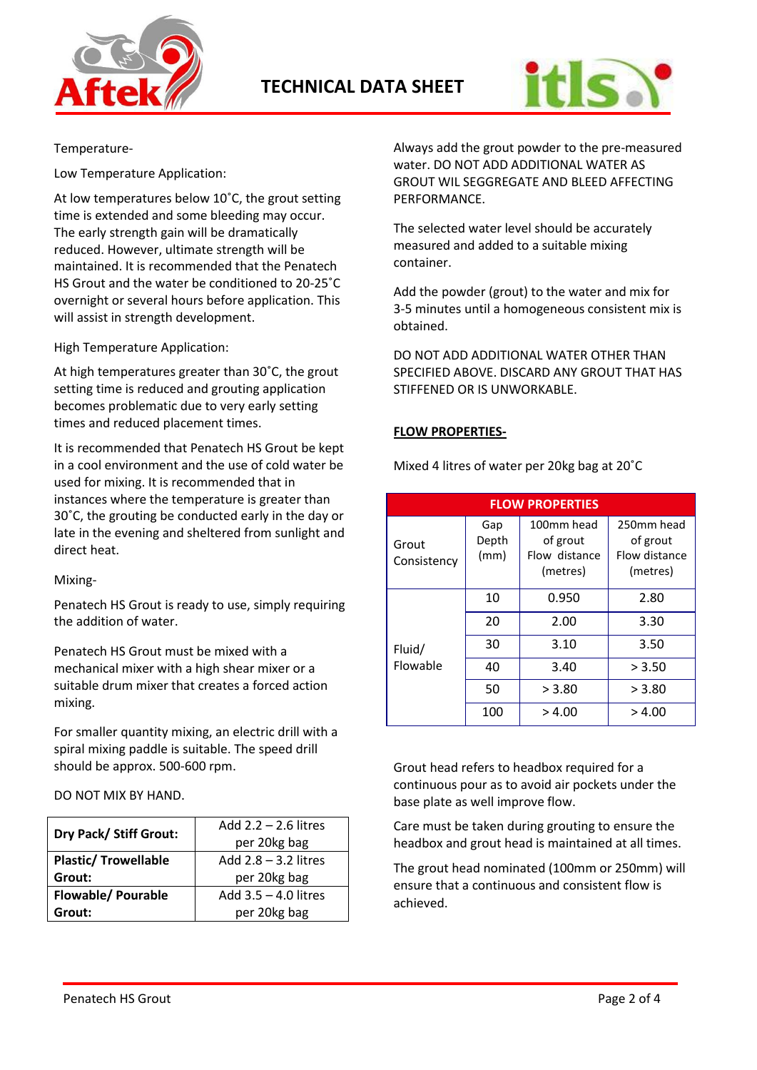Temperature-

Low Temperature Application:

At low temperatures below 10˚C, the grout setting time is extended and some bleeding may occur. The early strength gain will be dramatically reduced. However, ultimate strength will be maintained. It is recommended that the Penatech HS Grout and the water be conditioned to 20-25˚C overnight or several hours before application. This will assist in strength development.

High Temperature Application:

At high temperatures greater than 30˚C, the grout setting time is reduced and grouting application becomes problematic due to very early setting times and reduced placement times.

It is recommended that Penatech HS Grout be kept in a cool environment and the use of cold water be used for mixing. It is recommended that in instances where the temperature is greater than 30˚C, the grouting be conducted early in the day or late in the evening and sheltered from sunlight and direct heat.

Mixing-

Penatech HS Grout is ready to use, simply requiring the addition of water.

Penatech HS Grout must be mixed with a mechanical mixer with a high shear mixer or a suitable drum mixer that creates a forced action mixing.

For smaller quantity mixing, an electric drill with a spiral mixing paddle is suitable. The speed drill should be approx. 500-600 rpm.

DO NOT MIX BY HAND.

| **Dry Pack/ Stiff Grout:** | Add 2.2 – 2.6 litres per 20kg bag |
|---|---|
| **Plastic/ Trowellable Grout:** | Add 2.8 – 3.2 litres per 20kg bag |
| **Flowable/ Pourable Grout:** | Add 3.5 – 4.0 litres per 20kg bag |

Always add the grout powder to the pre-measured water. DO NOT ADD ADDITIONAL WATER AS GROUT WIL SEGGREGATE AND BLEED AFFECTING PERFORMANCE.

The selected water level should be accurately measured and added to a suitable mixing container.

Add the powder (grout) to the water and mix for 3-5 minutes until a homogeneous consistent mix is obtained.

DO NOT ADD ADDITIONAL WATER OTHER THAN SPECIFIED ABOVE. DISCARD ANY GROUT THAT HAS STIFFENED OR IS UNWORKABLE.

**FLOW PROPERTIES-**

Mixed 4 litres of water per 20kg bag at 20˚C

| FLOW PROPERTIES | | | |
|---|---|---|---|
| Grout Consistency | Gap Depth (mm) | 100mm head of grout Flow distance (metres) | 250mm head of grout Flow distance (metres) |
| Fluid/ Flowable | 10 | 0.950 | 2.80 |
| | 20 | 2.00 | 3.30 |
| | 30 | 3.10 | 3.50 |
| | 40 | 3.40 | > 3.50 |
| | 50 | > 3.80 | > 3.80 |
| | 100 | > 4.00 | > 4.00 |

Grout head refers to headbox required for a continuous pour as to avoid air pockets under the base plate as well improve flow.

Care must be taken during grouting to ensure the headbox and grout head is maintained at all times.

The grout head nominated (100mm or 250mm) will ensure that a continuous and consistent flow is achieved.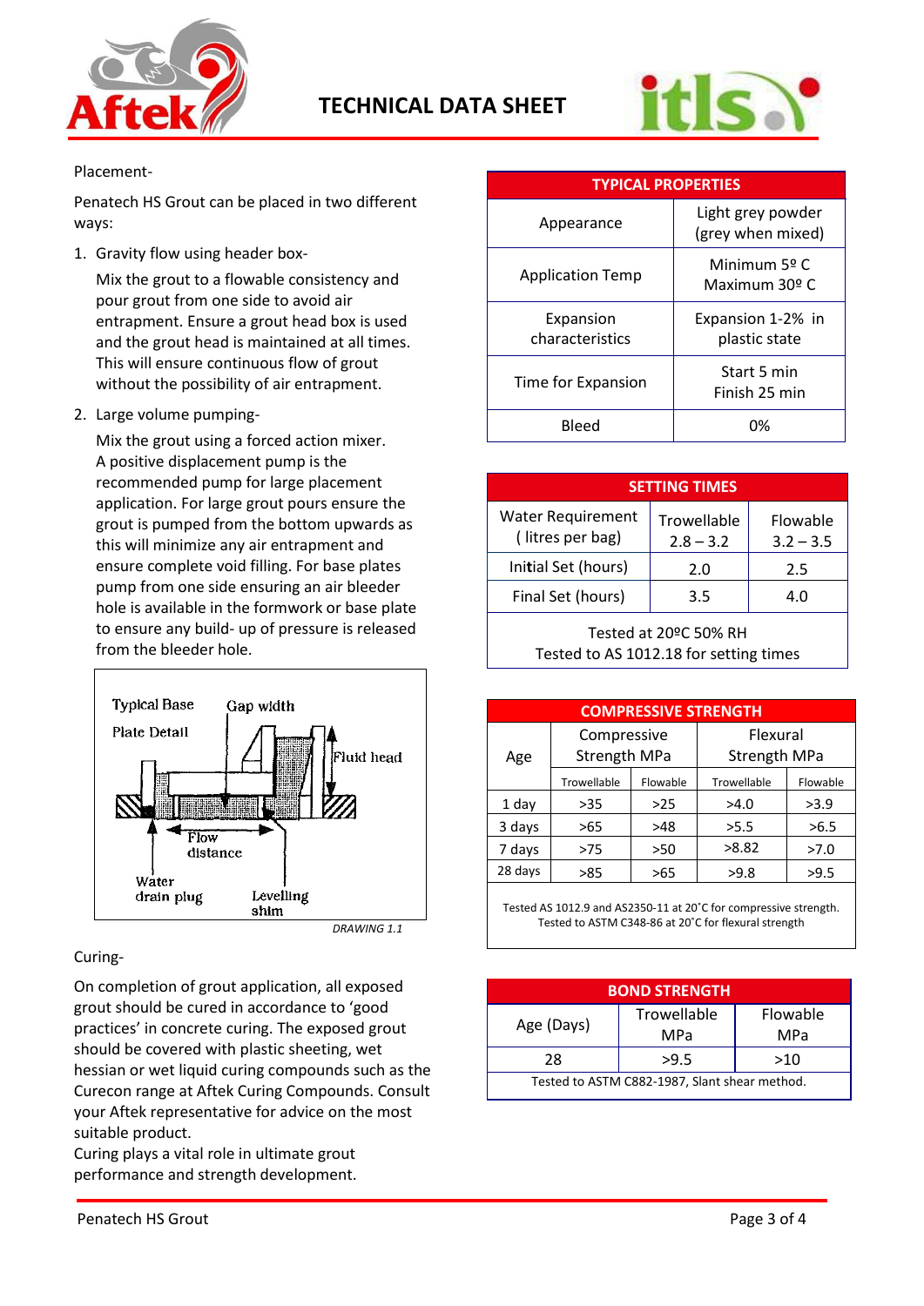Placement-

Penatech HS Grout can be placed in two different ways:

1. Gravity flow using header box-

   Mix the grout to a flowable consistency and pour grout from one side to avoid air entrapment. Ensure a grout head box is used and the grout head is maintained at all times. This will ensure continuous flow of grout without the possibility of air entrapment.

2. Large volume pumping-

   Mix the grout using a forced action mixer. A positive displacement pump is the recommended pump for large placement application. For large grout pours ensure the grout is pumped from the bottom upwards as this will minimize any air entrapment and ensure complete void filling. For base plates pump from one side ensuring an air bleeder hole is available in the formwork or base plate to ensure any build- up of pressure is released from the bleeder hole.

Typical Base Plate Detail — Gap width — Fluid head — Flow distance — Water drain plug — Levelling shim

*DRAWING 1.1*

Curing-

On completion of grout application, all exposed grout should be cured in accordance to 'good practices' in concrete curing. The exposed grout should be covered with plastic sheeting, wet hessian or wet liquid curing compounds such as the Curecon range at Aftek Curing Compounds. Consult your Aftek representative for advice on the most suitable product.
Curing plays a vital role in ultimate grout performance and strength development.

| TYPICAL PROPERTIES | |
|---|---|
| Appearance | Light grey powder (grey when mixed) |
| Application Temp | Minimum 5º C Maximum 30º C |
| Expansion characteristics | Expansion 1-2% in plastic state |
| Time for Expansion | Start 5 min Finish 25 min |
| Bleed | 0% |

| SETTING TIMES | | |
|---|---|---|
| Water Requirement ( litres per bag) | Trowellable 2.8 – 3.2 | Flowable 3.2 – 3.5 |
| Initial Set (hours) | 2.0 | 2.5 |
| Final Set (hours) | 3.5 | 4.0 |
| Tested at 20ºC 50% RH Tested to AS 1012.18 for setting times | | |

| COMPRESSIVE STRENGTH | | | | |
|---|---|---|---|---|
| Age | Compressive Strength MPa | | Flexural Strength MPa | |
| | Trowellable | Flowable | Trowellable | Flowable |
| 1 day | >35 | >25 | >4.0 | >3.9 |
| 3 days | >65 | >48 | >5.5 | >6.5 |
| 7 days | >75 | >50 | >8.82 | >7.0 |
| 28 days | >85 | >65 | >9.8 | >9.5 |
| Tested AS 1012.9 and AS2350-11 at 20˚C for compressive strength. Tested to ASTM C348-86 at 20˚C for flexural strength | | | | |

| BOND STRENGTH | | |
|---|---|---|
| Age (Days) | Trowellable MPa | Flowable MPa |
| 28 | >9.5 | >10 |
| Tested to ASTM C882-1987, Slant shear method. | | |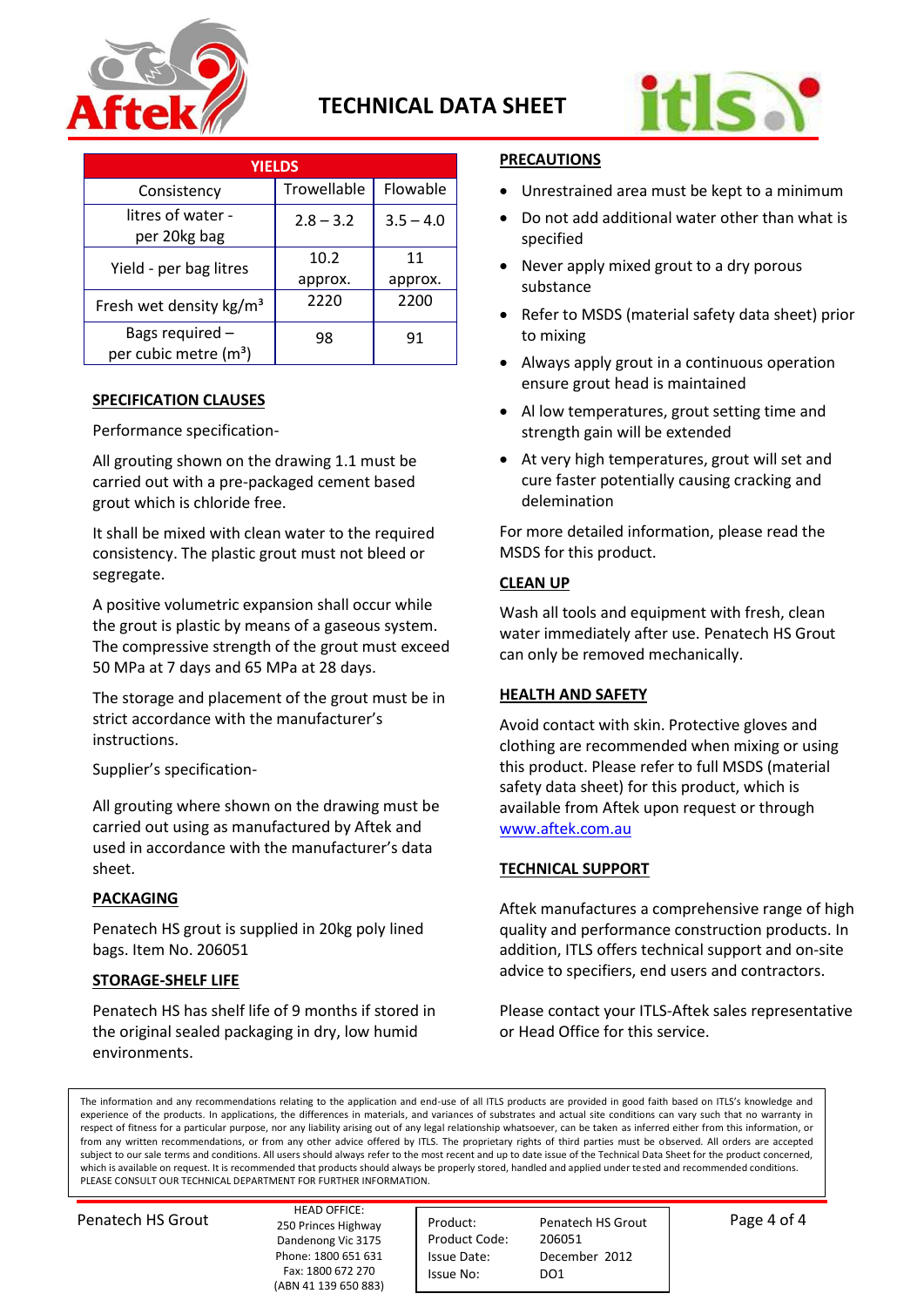# TECHNICAL DATA SHEET

| YIELDS | | |
|---|---|---|
| Consistency | Trowellable | Flowable |
| litres of water - per 20kg bag | 2.8 – 3.2 | 3.5 – 4.0 |
| Yield - per bag litres | 10.2 approx. | 11 approx. |
| Fresh wet density kg/m³ | 2220 | 2200 |
| Bags required – per cubic metre (m³) | 98 | 91 |

## SPECIFICATION CLAUSES

Performance specification-

All grouting shown on the drawing 1.1 must be carried out with a pre-packaged cement based grout which is chloride free.

It shall be mixed with clean water to the required consistency. The plastic grout must not bleed or segregate.

A positive volumetric expansion shall occur while the grout is plastic by means of a gaseous system. The compressive strength of the grout must exceed 50 MPa at 7 days and 65 MPa at 28 days.

The storage and placement of the grout must be in strict accordance with the manufacturer's instructions.

Supplier's specification-

All grouting where shown on the drawing must be carried out using as manufactured by Aftek and used in accordance with the manufacturer's data sheet.

## PACKAGING

Penatech HS grout is supplied in 20kg poly lined bags. Item No. 206051

## STORAGE-SHELF LIFE

Penatech HS has shelf life of 9 months if stored in the original sealed packaging in dry, low humid environments.

## PRECAUTIONS

- Unrestrained area must be kept to a minimum
- Do not add additional water other than what is specified
- Never apply mixed grout to a dry porous substance
- Refer to MSDS (material safety data sheet) prior to mixing
- Always apply grout in a continuous operation ensure grout head is maintained
- Al low temperatures, grout setting time and strength gain will be extended
- At very high temperatures, grout will set and cure faster potentially causing cracking and delemination

For more detailed information, please read the MSDS for this product.

## CLEAN UP

Wash all tools and equipment with fresh, clean water immediately after use. Penatech HS Grout can only be removed mechanically.

## HEALTH AND SAFETY

Avoid contact with skin. Protective gloves and clothing are recommended when mixing or using this product. Please refer to full MSDS (material safety data sheet) for this product, which is available from Aftek upon request or through www.aftek.com.au

## TECHNICAL SUPPORT

Aftek manufactures a comprehensive range of high quality and performance construction products. In addition, ITLS offers technical support and on-site advice to specifiers, end users and contractors.

Please contact your ITLS-Aftek sales representative or Head Office for this service.

The information and any recommendations relating to the application and end-use of all ITLS products are provided in good faith based on ITLS's knowledge and experience of the products. In applications, the differences in materials, and variances of substrates and actual site conditions can vary such that no warranty in respect of fitness for a particular purpose, nor any liability arising out of any legal relationship whatsoever, can be taken as inferred either from this information, or from any written recommendations, or from any other advice offered by ITLS. The proprietary rights of third parties must be observed. All orders are accepted subject to our sale terms and conditions. All users should always refer to the most recent and up to date issue of the Technical Data Sheet for the product concerned, which is available on request. It is recommended that products should always be properly stored, handled and applied under tested and recommended conditions. PLEASE CONSULT OUR TECHNICAL DEPARTMENT FOR FURTHER INFORMATION.

HEAD OFFICE:
250 Princes Highway
Dandenong Vic 3175
Phone: 1800 651 631
Fax: 1800 672 270
(ABN 41 139 650 883)

| | |
|---|---|
| Product: | Penatech HS Grout |
| Product Code: | 206051 |
| Issue Date: | December 2012 |
| Issue No: | DO1 |